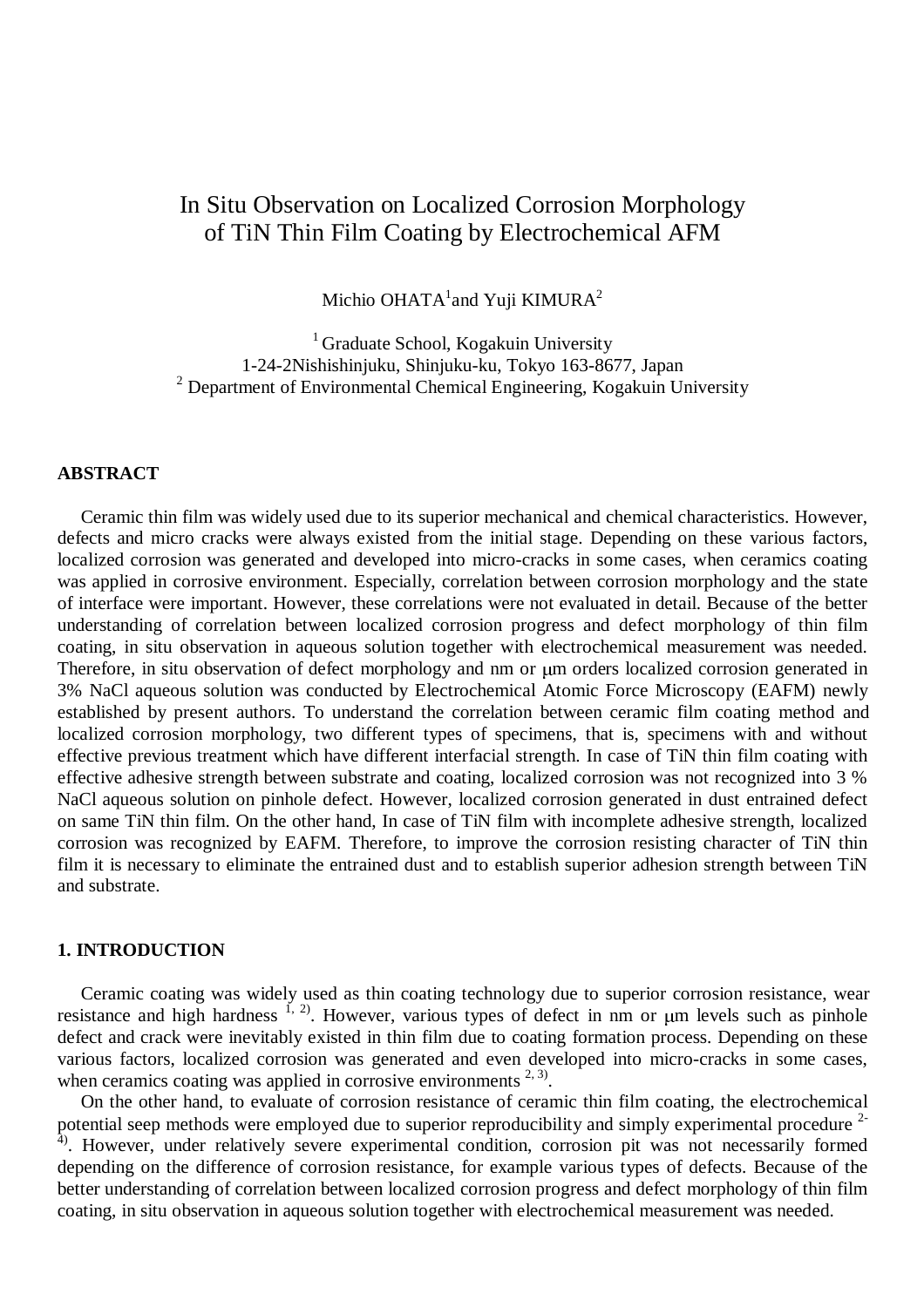// In Situ Observation on Localized Corrosion Morphology of TiN Thin Film Coating by Electrochemical AFM

Michio OHATA[1] and Yuji KIMURA[2]

[1] Graduate School, Kogakuin University
1-24-2Nishishinjuku, Shinjuku-ku, Tokyo 163-8677, Japan
[2] Department of Environmental Chemical Engineering, Kogakuin University

## ABSTRACT

Ceramic thin film was widely used due to its superior mechanical and chemical characteristics. However, defects and micro cracks were always existed from the initial stage. Depending on these various factors, localized corrosion was generated and developed into micro-cracks in some cases, when ceramics coating was applied in corrosive environment. Especially, correlation between corrosion morphology and the state of interface were important. However, these correlations were not evaluated in detail. Because of the better understanding of correlation between localized corrosion progress and defect morphology of thin film coating, in situ observation in aqueous solution together with electrochemical measurement was needed. Therefore, in situ observation of defect morphology and nm or μm orders localized corrosion generated in 3% NaCl aqueous solution was conducted by Electrochemical Atomic Force Microscopy (EAFM) newly established by present authors. To understand the correlation between ceramic film coating method and localized corrosion morphology, two different types of specimens, that is, specimens with and without effective previous treatment which have different interfacial strength. In case of TiN thin film coating with effective adhesive strength between substrate and coating, localized corrosion was not recognized into 3 % NaCl aqueous solution on pinhole defect. However, localized corrosion generated in dust entrained defect on same TiN thin film. On the other hand, In case of TiN film with incomplete adhesive strength, localized corrosion was recognized by EAFM. Therefore, to improve the corrosion resisting character of TiN thin film it is necessary to eliminate the entrained dust and to establish superior adhesion strength between TiN and substrate.

## 1. INTRODUCTION

Ceramic coating was widely used as thin coating technology due to superior corrosion resistance, wear resistance and high hardness [1, 2]. However, various types of defect in nm or μm levels such as pinhole defect and crack were inevitably existed in thin film due to coating formation process. Depending on these various factors, localized corrosion was generated and even developed into micro-cracks in some cases, when ceramics coating was applied in corrosive environments [2, 3].

On the other hand, to evaluate of corrosion resistance of ceramic thin film coating, the electrochemical potential seep methods were employed due to superior reproducibility and simply experimental procedure [2-4]. However, under relatively severe experimental condition, corrosion pit was not necessarily formed depending on the difference of corrosion resistance, for example various types of defects. Because of the better understanding of correlation between localized corrosion progress and defect morphology of thin film coating, in situ observation in aqueous solution together with electrochemical measurement was needed.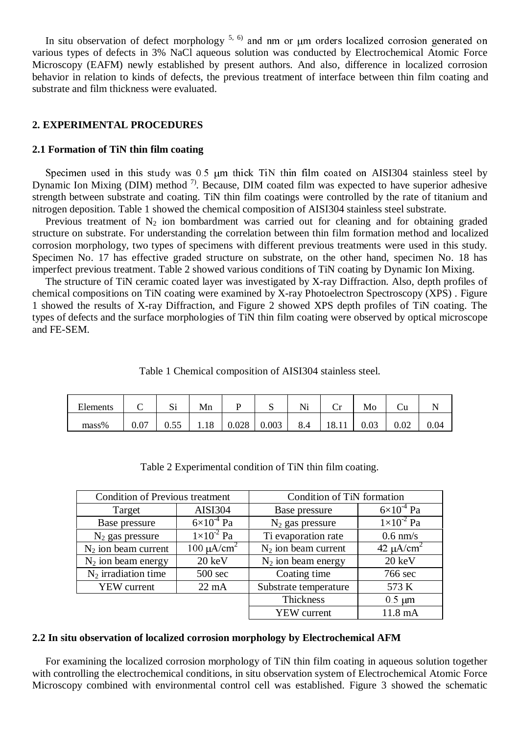In situ observation of defect morphology [5, 6] and nm or μm orders localized corrosion generated on various types of defects in 3% NaCl aqueous solution was conducted by Electrochemical Atomic Force Microscopy (EAFM) newly established by present authors. And also, difference in localized corrosion behavior in relation to kinds of defects, the previous treatment of interface between thin film coating and substrate and film thickness were evaluated.

## 2. EXPERIMENTAL PROCEDURES

### 2.1 Formation of TiN thin film coating

Specimen used in this study was 0.5 μm thick TiN thin film coated on AISI304 stainless steel by Dynamic Ion Mixing (DIM) method [7]. Because, DIM coated film was expected to have superior adhesive strength between substrate and coating. TiN thin film coatings were controlled by the rate of titanium and nitrogen deposition. Table 1 showed the chemical composition of AISI304 stainless steel substrate.

Previous treatment of $N_2$ ion bombardment was carried out for cleaning and for obtaining graded structure on substrate. For understanding the correlation between thin film formation method and localized corrosion morphology, two types of specimens with different previous treatments were used in this study. Specimen No. 17 has effective graded structure on substrate, on the other hand, specimen No. 18 has imperfect previous treatment. Table 2 showed various conditions of TiN coating by Dynamic Ion Mixing.

The structure of TiN ceramic coated layer was investigated by X-ray Diffraction. Also, depth profiles of chemical compositions on TiN coating were examined by X-ray Photoelectron Spectroscopy (XPS) . Figure 1 showed the results of X-ray Diffraction, and Figure 2 showed XPS depth profiles of TiN coating. The types of defects and the surface morphologies of TiN thin film coating were observed by optical microscope and FE-SEM.

Table 1 Chemical composition of AISI304 stainless steel.

| Elements | C | Si | Mn | P | S | Ni | Cr | Mo | Cu | N |
|---|---|---|---|---|---|---|---|---|---|---|
| mass% | 0.07 | 0.55 | 1.18 | 0.028 | 0.003 | 8.4 | 18.11 | 0.03 | 0.02 | 0.04 |

Table 2 Experimental condition of TiN thin film coating.

| Condition of Previous treatment | | Condition of TiN formation | |
|---|---|---|---|
| Target | AISI304 | Base pressure | $6\times10^{-4}$ Pa |
| Base pressure | $6\times10^{-4}$ Pa | $N_2$ gas pressure | $1\times10^{-2}$ Pa |
| $N_2$ gas pressure | $1\times10^{-2}$ Pa | Ti evaporation rate | 0.6 nm/s |
| $N_2$ ion beam current | 100 $\mu A/cm^2$ | $N_2$ ion beam current | 42 $\mu A/cm^2$ |
| $N_2$ ion beam energy | 20 keV | $N_2$ ion beam energy | 20 keV |
| $N_2$ irradiation time | 500 sec | Coating time | 766 sec |
| YEW current | 22 mA | Substrate temperature | 573 K |
| | | Thickness | 0.5 μm |
| | | YEW current | 11.8 mA |

### 2.2 In situ observation of localized corrosion morphology by Electrochemical AFM

For examining the localized corrosion morphology of TiN thin film coating in aqueous solution together with controlling the electrochemical conditions, in situ observation system of Electrochemical Atomic Force Microscopy combined with environmental control cell was established. Figure 3 showed the schematic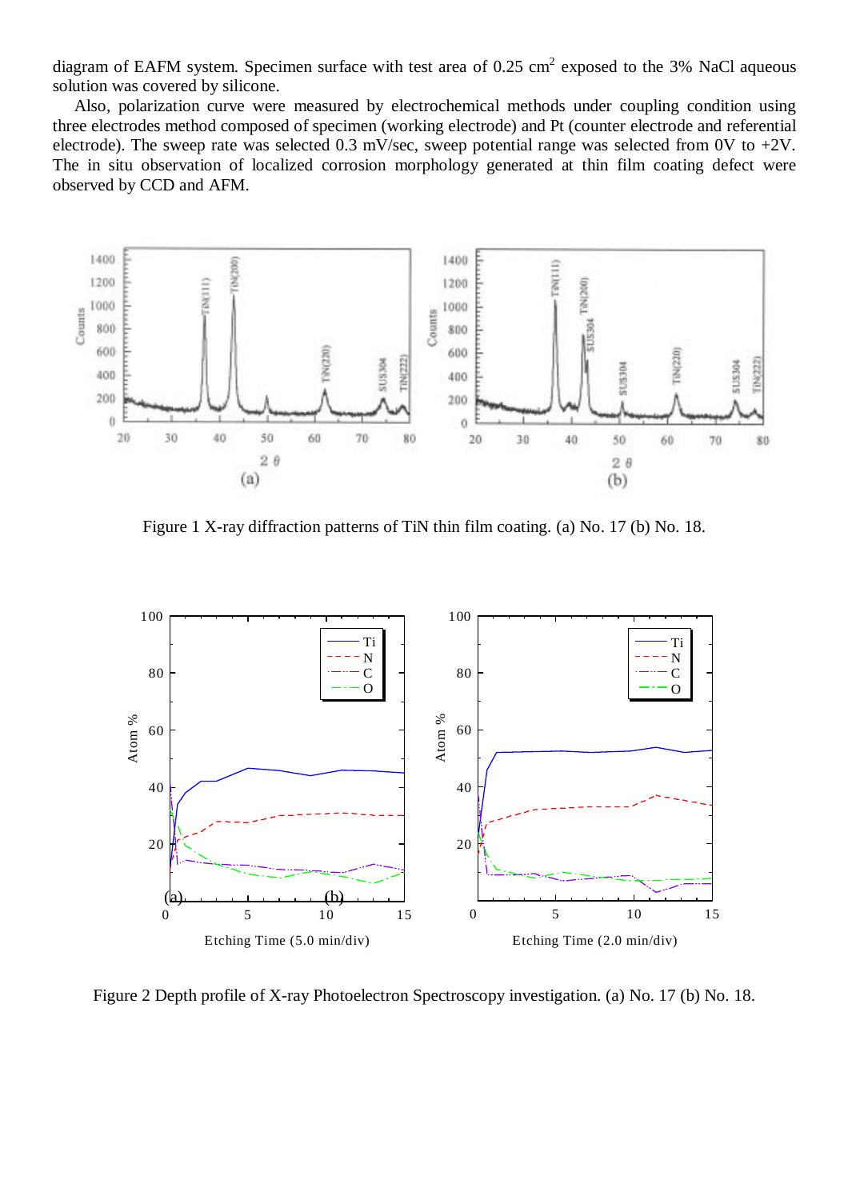diagram of EAFM system. Specimen surface with test area of 0.25 $cm^2$ exposed to the 3% NaCl aqueous solution was covered by silicone.

Also, polarization curve were measured by electrochemical methods under coupling condition using three electrodes method composed of specimen (working electrode) and Pt (counter electrode and referential electrode). The sweep rate was selected 0.3 mV/sec, sweep potential range was selected from 0V to +2V. The in situ observation of localized corrosion morphology generated at thin film coating defect were observed by CCD and AFM.

Figure 1 X-ray diffraction patterns of TiN thin film coating. (a) No. 17 (b) No. 18.

Figure 2 Depth profile of X-ray Photoelectron Spectroscopy investigation. (a) No. 17 (b) No. 18.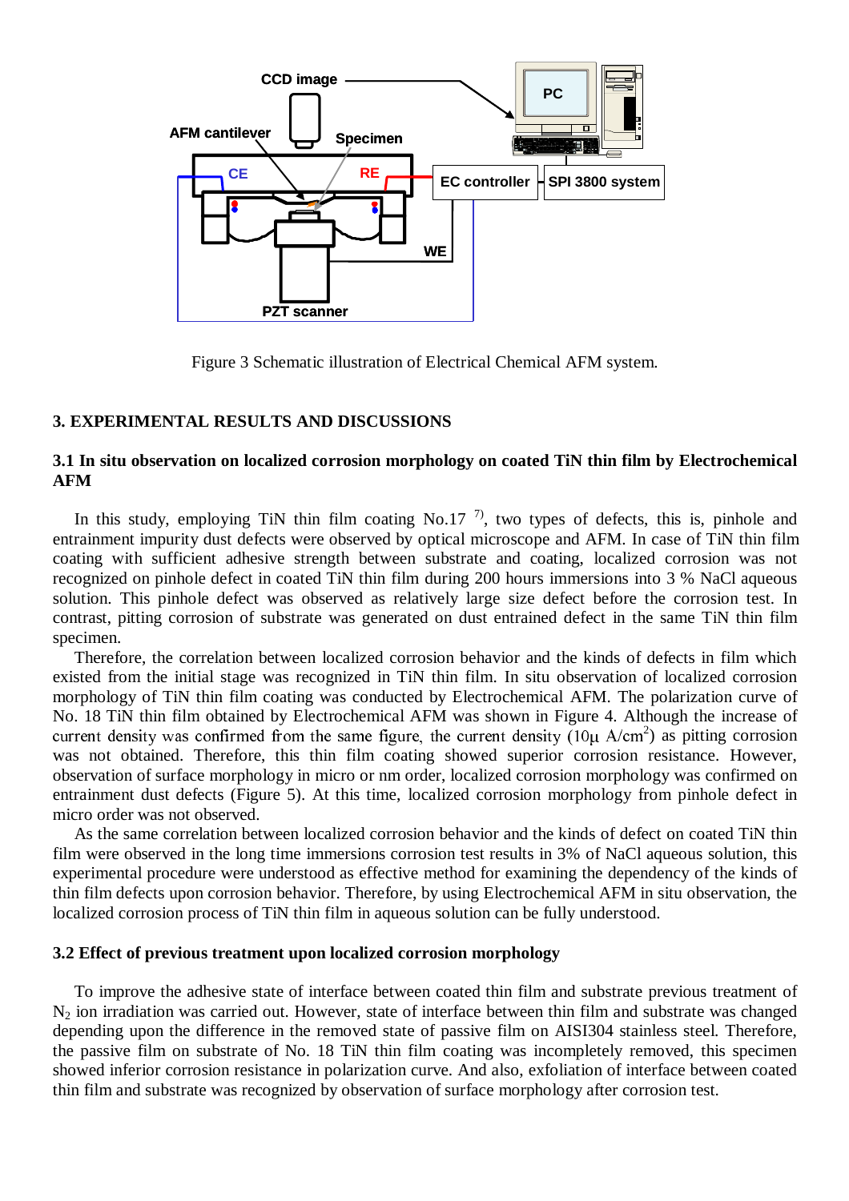Figure 3 Schematic illustration of Electrical Chemical AFM system.

## 3. EXPERIMENTAL RESULTS AND DISCUSSIONS

### 3.1 In situ observation on localized corrosion morphology on coated TiN thin film by Electrochemical AFM

In this study, employing TiN thin film coating No.17 [7], two types of defects, this is, pinhole and entrainment impurity dust defects were observed by optical microscope and AFM. In case of TiN thin film coating with sufficient adhesive strength between substrate and coating, localized corrosion was not recognized on pinhole defect in coated TiN thin film during 200 hours immersions into 3 % NaCl aqueous solution. This pinhole defect was observed as relatively large size defect before the corrosion test. In contrast, pitting corrosion of substrate was generated on dust entrained defect in the same TiN thin film specimen.

Therefore, the correlation between localized corrosion behavior and the kinds of defects in film which existed from the initial stage was recognized in TiN thin film. In situ observation of localized corrosion morphology of TiN thin film coating was conducted by Electrochemical AFM. The polarization curve of No. 18 TiN thin film obtained by Electrochemical AFM was shown in Figure 4. Although the increase of current density was confirmed from the same figure, the current density (10μ A/cm$^2$) as pitting corrosion was not obtained. Therefore, this thin film coating showed superior corrosion resistance. However, observation of surface morphology in micro or nm order, localized corrosion morphology was confirmed on entrainment dust defects (Figure 5). At this time, localized corrosion morphology from pinhole defect in micro order was not observed.

As the same correlation between localized corrosion behavior and the kinds of defect on coated TiN thin film were observed in the long time immersions corrosion test results in 3% of NaCl aqueous solution, this experimental procedure were understood as effective method for examining the dependency of the kinds of thin film defects upon corrosion behavior. Therefore, by using Electrochemical AFM in situ observation, the localized corrosion process of TiN thin film in aqueous solution can be fully understood.

### 3.2 Effect of previous treatment upon localized corrosion morphology

To improve the adhesive state of interface between coated thin film and substrate previous treatment of $N_2$ ion irradiation was carried out. However, state of interface between thin film and substrate was changed depending upon the difference in the removed state of passive film on AISI304 stainless steel. Therefore, the passive film on substrate of No. 18 TiN thin film coating was incompletely removed, this specimen showed inferior corrosion resistance in polarization curve. And also, exfoliation of interface between coated thin film and substrate was recognized by observation of surface morphology after corrosion test.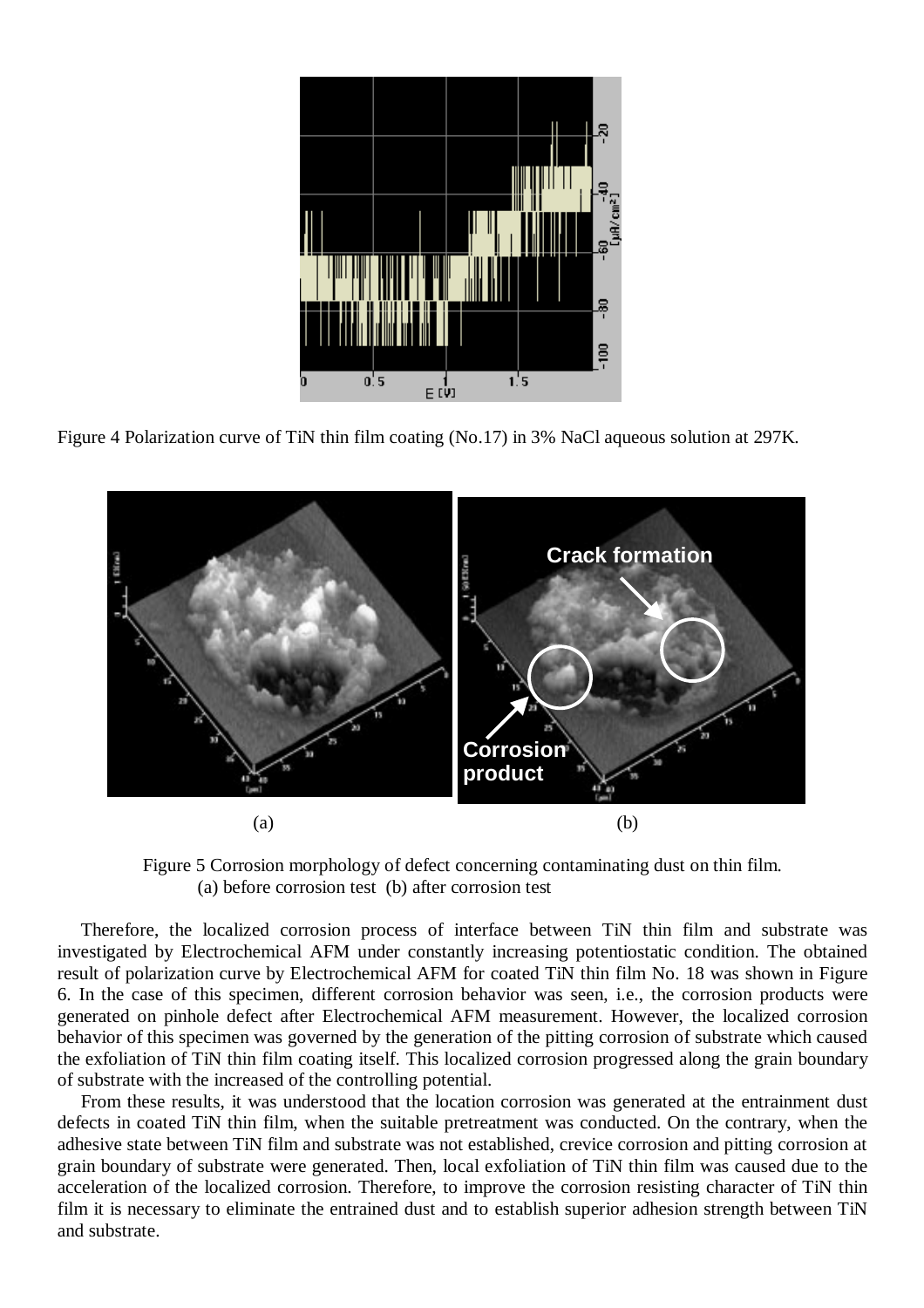Figure 4 Polarization curve of TiN thin film coating (No.17) in 3% NaCl aqueous solution at 297K.

(a) (b)

Figure 5 Corrosion morphology of defect concerning contaminating dust on thin film.
(a) before corrosion test (b) after corrosion test

Therefore, the localized corrosion process of interface between TiN thin film and substrate was investigated by Electrochemical AFM under constantly increasing potentiostatic condition. The obtained result of polarization curve by Electrochemical AFM for coated TiN thin film No. 18 was shown in Figure 6. In the case of this specimen, different corrosion behavior was seen, i.e., the corrosion products were generated on pinhole defect after Electrochemical AFM measurement. However, the localized corrosion behavior of this specimen was governed by the generation of the pitting corrosion of substrate which caused the exfoliation of TiN thin film coating itself. This localized corrosion progressed along the grain boundary of substrate with the increased of the controlling potential.

From these results, it was understood that the location corrosion was generated at the entrainment dust defects in coated TiN thin film, when the suitable pretreatment was conducted. On the contrary, when the adhesive state between TiN film and substrate was not established, crevice corrosion and pitting corrosion at grain boundary of substrate were generated. Then, local exfoliation of TiN thin film was caused due to the acceleration of the localized corrosion. Therefore, to improve the corrosion resisting character of TiN thin film it is necessary to eliminate the entrained dust and to establish superior adhesion strength between TiN and substrate.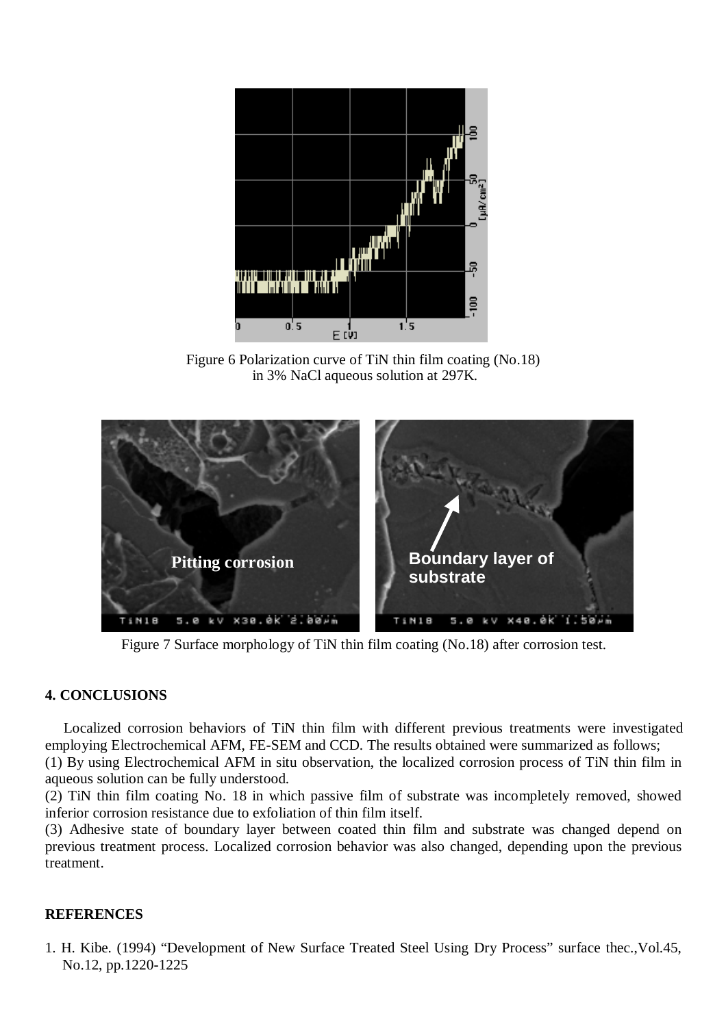Figure 6 Polarization curve of TiN thin film coating (No.18) in 3% NaCl aqueous solution at 297K.

Figure 7 Surface morphology of TiN thin film coating (No.18) after corrosion test.

## 4. CONCLUSIONS

Localized corrosion behaviors of TiN thin film with different previous treatments were investigated employing Electrochemical AFM, FE-SEM and CCD. The results obtained were summarized as follows;

(1) By using Electrochemical AFM in situ observation, the localized corrosion process of TiN thin film in aqueous solution can be fully understood.

(2) TiN thin film coating No. 18 in which passive film of substrate was incompletely removed, showed inferior corrosion resistance due to exfoliation of thin film itself.

(3) Adhesive state of boundary layer between coated thin film and substrate was changed depend on previous treatment process. Localized corrosion behavior was also changed, depending upon the previous treatment.

## REFERENCES

1. H. Kibe. (1994) “Development of New Surface Treated Steel Using Dry Process” surface thec.,Vol.45, No.12, pp.1220-1225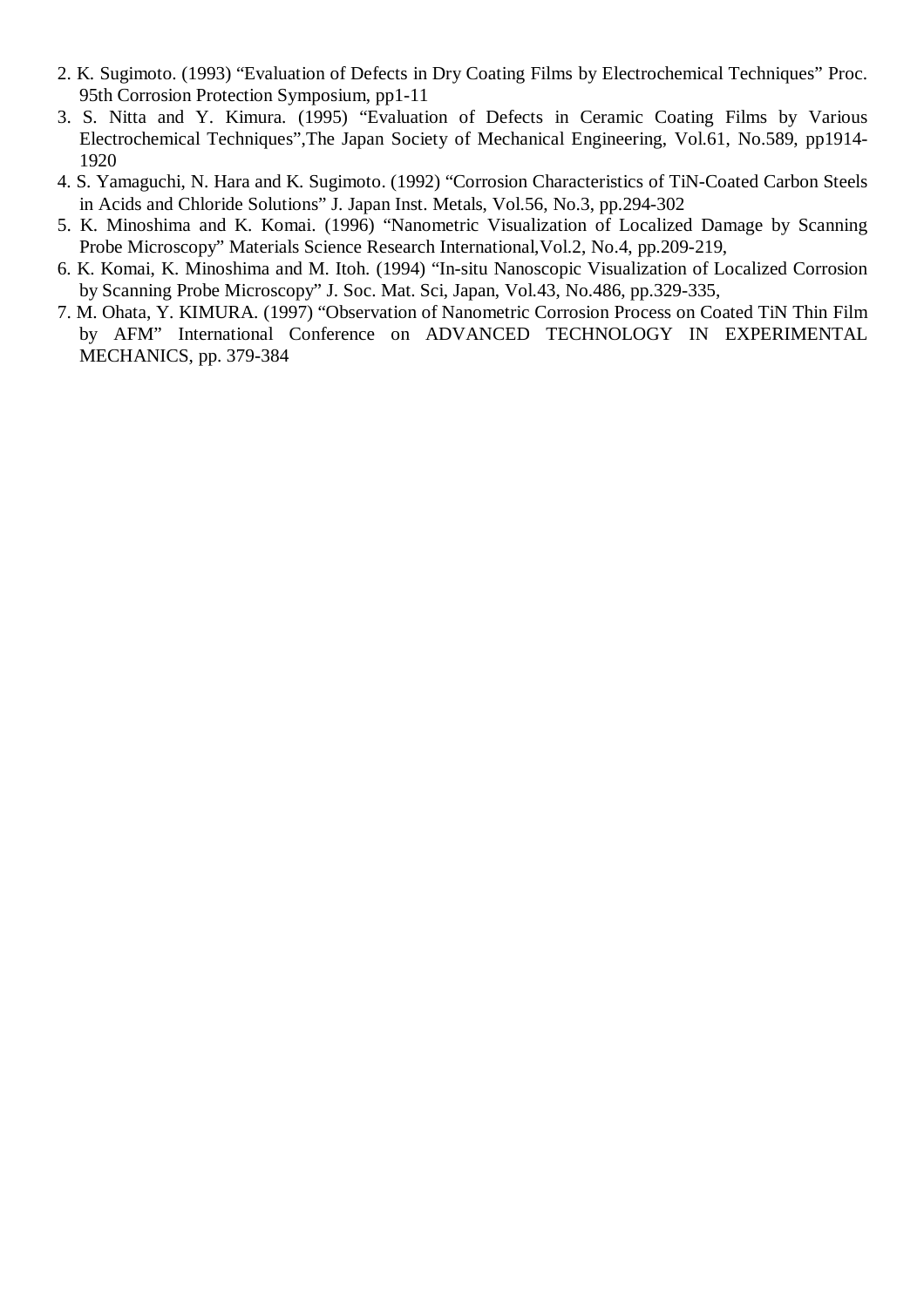2. K. Sugimoto. (1993) "Evaluation of Defects in Dry Coating Films by Electrochemical Techniques" Proc. 95th Corrosion Protection Symposium, pp1-11
3. S. Nitta and Y. Kimura. (1995) "Evaluation of Defects in Ceramic Coating Films by Various Electrochemical Techniques",The Japan Society of Mechanical Engineering, Vol.61, No.589, pp1914-1920
4. S. Yamaguchi, N. Hara and K. Sugimoto. (1992) "Corrosion Characteristics of TiN-Coated Carbon Steels in Acids and Chloride Solutions" J. Japan Inst. Metals, Vol.56, No.3, pp.294-302
5. K. Minoshima and K. Komai. (1996) "Nanometric Visualization of Localized Damage by Scanning Probe Microscopy" Materials Science Research International,Vol.2, No.4, pp.209-219,
6. K. Komai, K. Minoshima and M. Itoh. (1994) "In-situ Nanoscopic Visualization of Localized Corrosion by Scanning Probe Microscopy" J. Soc. Mat. Sci, Japan, Vol.43, No.486, pp.329-335,
7. M. Ohata, Y. KIMURA. (1997) "Observation of Nanometric Corrosion Process on Coated TiN Thin Film by AFM" International Conference on ADVANCED TECHNOLOGY IN EXPERIMENTAL MECHANICS, pp. 379-384